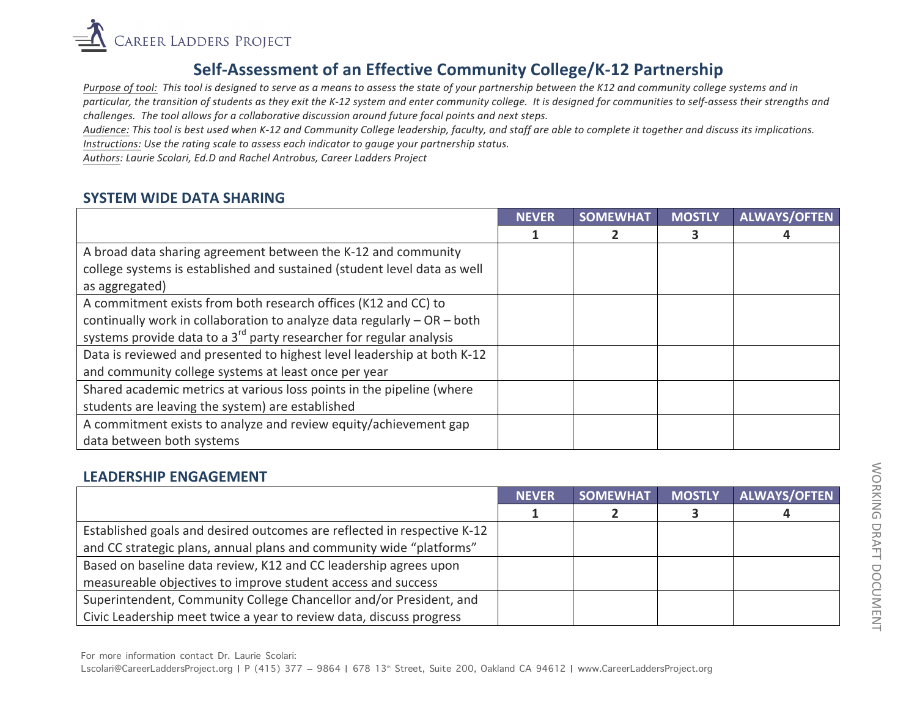Career Ladders Project

# Self-Assessment of an Effective Community College/K-12 Partnership

*<u>Purpose of tool:</u> This tool is designed to serve as a means to assess the state of your partnership between the K12 and community college systems and in particular, the transition of students as they exit the K-12 system and enter community college. It is designed for communities to self-assess their strengths and challenges. The tool allows for a collaborative discussion around future focal points and next steps.*

*<u>Audience:</u> This tool is best used when K-12 and Community College leadership, faculty, and staff are able to complete it together and discuss its implications.*

*<u>Instructions:</u> Use the rating scale to assess each indicator to gauge your partnership status.*

*<u>Authors:</u> Laurie Scolari, Ed.D and Rachel Antrobus, Career Ladders Project*

## SYSTEM WIDE DATA SHARING

| | NEVER | SOMEWHAT | MOSTLY | ALWAYS/OFTEN |
|---|---|---|---|---|
| | 1 | 2 | 3 | 4 |
| A broad data sharing agreement between the K-12 and community college systems is established and sustained (student level data as well as aggregated) | | | | |
| A commitment exists from both research offices (K12 and CC) to continually work in collaboration to analyze data regularly – OR – both systems provide data to a 3rd party researcher for regular analysis | | | | |
| Data is reviewed and presented to highest level leadership at both K-12 and community college systems at least once per year | | | | |
| Shared academic metrics at various loss points in the pipeline (where students are leaving the system) are established | | | | |
| A commitment exists to analyze and review equity/achievement gap data between both systems | | | | |

## LEADERSHIP ENGAGEMENT

| | NEVER | SOMEWHAT | MOSTLY | ALWAYS/OFTEN |
|---|---|---|---|---|
| | 1 | 2 | 3 | 4 |
| Established goals and desired outcomes are reflected in respective K-12 and CC strategic plans, annual plans and community wide "platforms" | | | | |
| Based on baseline data review, K12 and CC leadership agrees upon measureable objectives to improve student access and success | | | | |
| Superintendent, Community College Chancellor and/or President, and Civic Leadership meet twice a year to review data, discuss progress | | | | |

WORKING DRAFT DOCUMENT

For more information contact Dr. Laurie Scolari:
Lscolari@CareerLaddersProject.org | P (415) 377 – 9864 | 678 13th Street, Suite 200, Oakland CA 94612 | www.CareerLaddersProject.org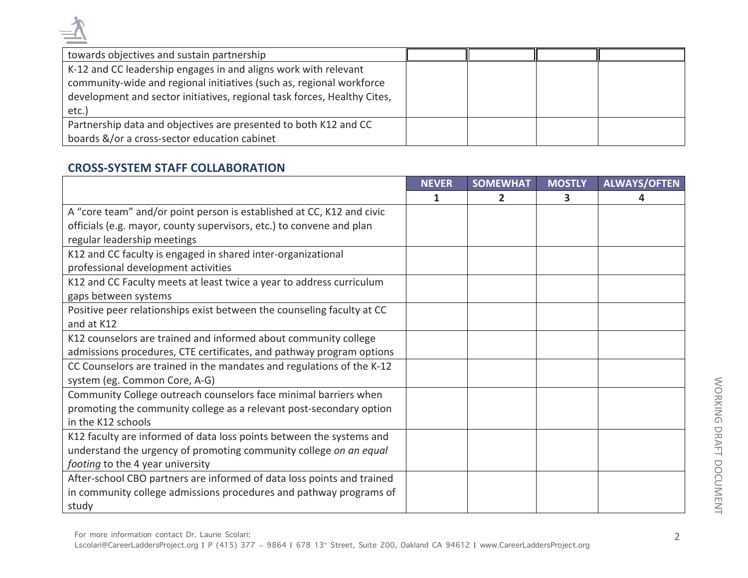| | | | | |
|---|---|---|---|---|
| towards objectives and sustain partnership | | | | |
| K-12 and CC leadership engages in and aligns work with relevant community-wide and regional initiatives (such as, regional workforce development and sector initiatives, regional task forces, Healthy Cites, etc.) | | | | |
| Partnership data and objectives are presented to both K12 and CC boards &/or a cross-sector education cabinet | | | | |

## CROSS-SYSTEM STAFF COLLABORATION

| | NEVER | SOMEWHAT | MOSTLY | ALWAYS/OFTEN |
|---|---|---|---|---|
| | 1 | 2 | 3 | 4 |
| A "core team" and/or point person is established at CC, K12 and civic officials (e.g. mayor, county supervisors, etc.) to convene and plan regular leadership meetings | | | | |
| K12 and CC faculty is engaged in shared inter-organizational professional development activities | | | | |
| K12 and CC Faculty meets at least twice a year to address curriculum gaps between systems | | | | |
| Positive peer relationships exist between the counseling faculty at CC and at K12 | | | | |
| K12 counselors are trained and informed about community college admissions procedures, CTE certificates, and pathway program options | | | | |
| CC Counselors are trained in the mandates and regulations of the K-12 system (eg. Common Core, A-G) | | | | |
| Community College outreach counselors face minimal barriers when promoting the community college as a relevant post-secondary option in the K12 schools | | | | |
| K12 faculty are informed of data loss points between the systems and understand the urgency of promoting community college *on an equal footing* to the 4 year university | | | | |
| After-school CBO partners are informed of data loss points and trained in community college admissions procedures and pathway programs of study | | | | |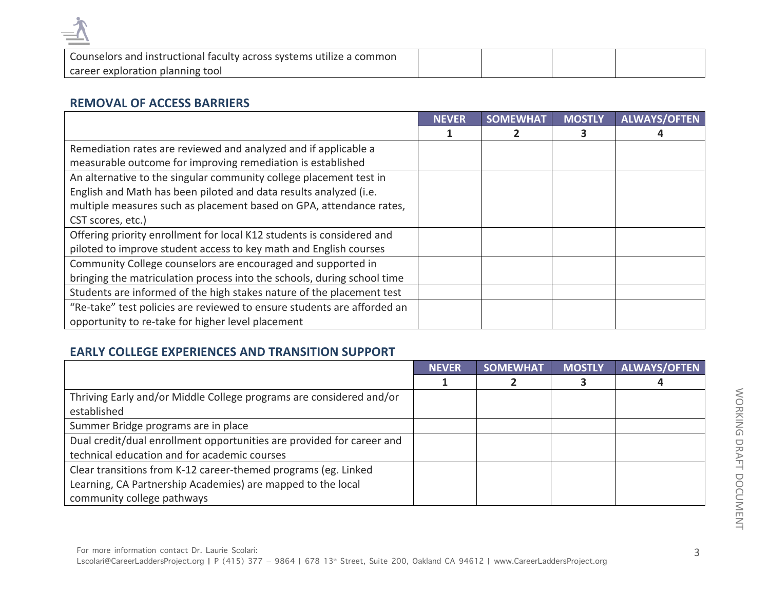| | | | | |
|---|---|---|---|---|
| Counselors and instructional faculty across systems utilize a common career exploration planning tool | | | | |

## REMOVAL OF ACCESS BARRIERS

| | NEVER | SOMEWHAT | MOSTLY | ALWAYS/OFTEN |
|---|---|---|---|---|
| | 1 | 2 | 3 | 4 |
| Remediation rates are reviewed and analyzed and if applicable a measurable outcome for improving remediation is established | | | | |
| An alternative to the singular community college placement test in English and Math has been piloted and data results analyzed (i.e. multiple measures such as placement based on GPA, attendance rates, CST scores, etc.) | | | | |
| Offering priority enrollment for local K12 students is considered and piloted to improve student access to key math and English courses | | | | |
| Community College counselors are encouraged and supported in bringing the matriculation process into the schools, during school time | | | | |
| Students are informed of the high stakes nature of the placement test | | | | |
| "Re-take" test policies are reviewed to ensure students are afforded an opportunity to re-take for higher level placement | | | | |

## EARLY COLLEGE EXPERIENCES AND TRANSITION SUPPORT

| | NEVER | SOMEWHAT | MOSTLY | ALWAYS/OFTEN |
|---|---|---|---|---|
| | 1 | 2 | 3 | 4 |
| Thriving Early and/or Middle College programs are considered and/or established | | | | |
| Summer Bridge programs are in place | | | | |
| Dual credit/dual enrollment opportunities are provided for career and technical education and for academic courses | | | | |
| Clear transitions from K-12 career-themed programs (eg. Linked Learning, CA Partnership Academies) are mapped to the local community college pathways | | | | |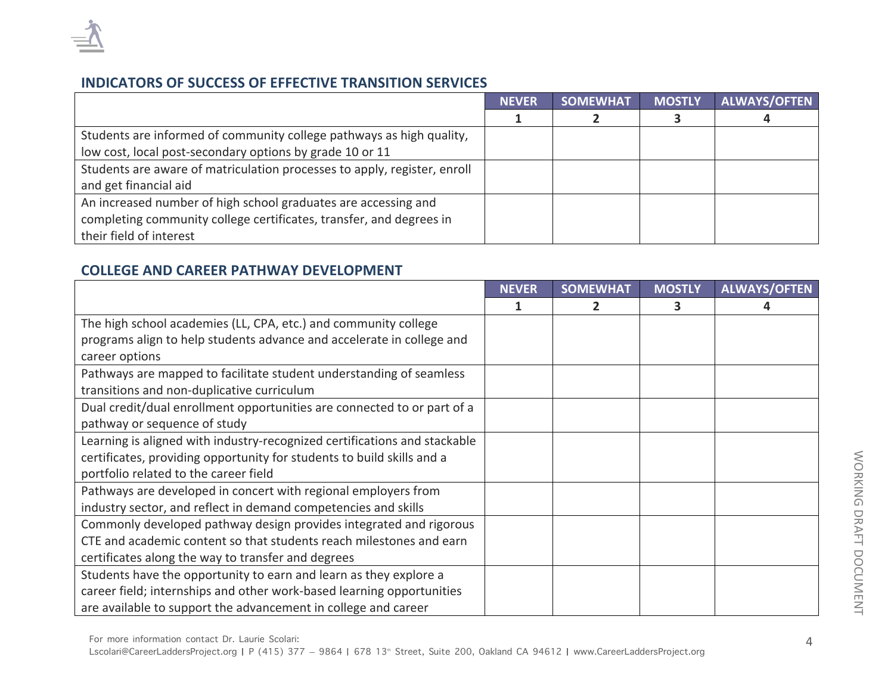## INDICATORS OF SUCCESS OF EFFECTIVE TRANSITION SERVICES

| | NEVER | SOMEWHAT | MOSTLY | ALWAYS/OFTEN |
|---|---|---|---|---|
| | 1 | 2 | 3 | 4 |
| Students are informed of community college pathways as high quality, low cost, local post-secondary options by grade 10 or 11 | | | | |
| Students are aware of matriculation processes to apply, register, enroll and get financial aid | | | | |
| An increased number of high school graduates are accessing and completing community college certificates, transfer, and degrees in their field of interest | | | | |

## COLLEGE AND CAREER PATHWAY DEVELOPMENT

| | NEVER | SOMEWHAT | MOSTLY | ALWAYS/OFTEN |
|---|---|---|---|---|
| | 1 | 2 | 3 | 4 |
| The high school academies (LL, CPA, etc.) and community college programs align to help students advance and accelerate in college and career options | | | | |
| Pathways are mapped to facilitate student understanding of seamless transitions and non-duplicative curriculum | | | | |
| Dual credit/dual enrollment opportunities are connected to or part of a pathway or sequence of study | | | | |
| Learning is aligned with industry-recognized certifications and stackable certificates, providing opportunity for students to build skills and a portfolio related to the career field | | | | |
| Pathways are developed in concert with regional employers from industry sector, and reflect in demand competencies and skills | | | | |
| Commonly developed pathway design provides integrated and rigorous CTE and academic content so that students reach milestones and earn certificates along the way to transfer and degrees | | | | |
| Students have the opportunity to earn and learn as they explore a career field; internships and other work-based learning opportunities are available to support the advancement in college and career | | | | |